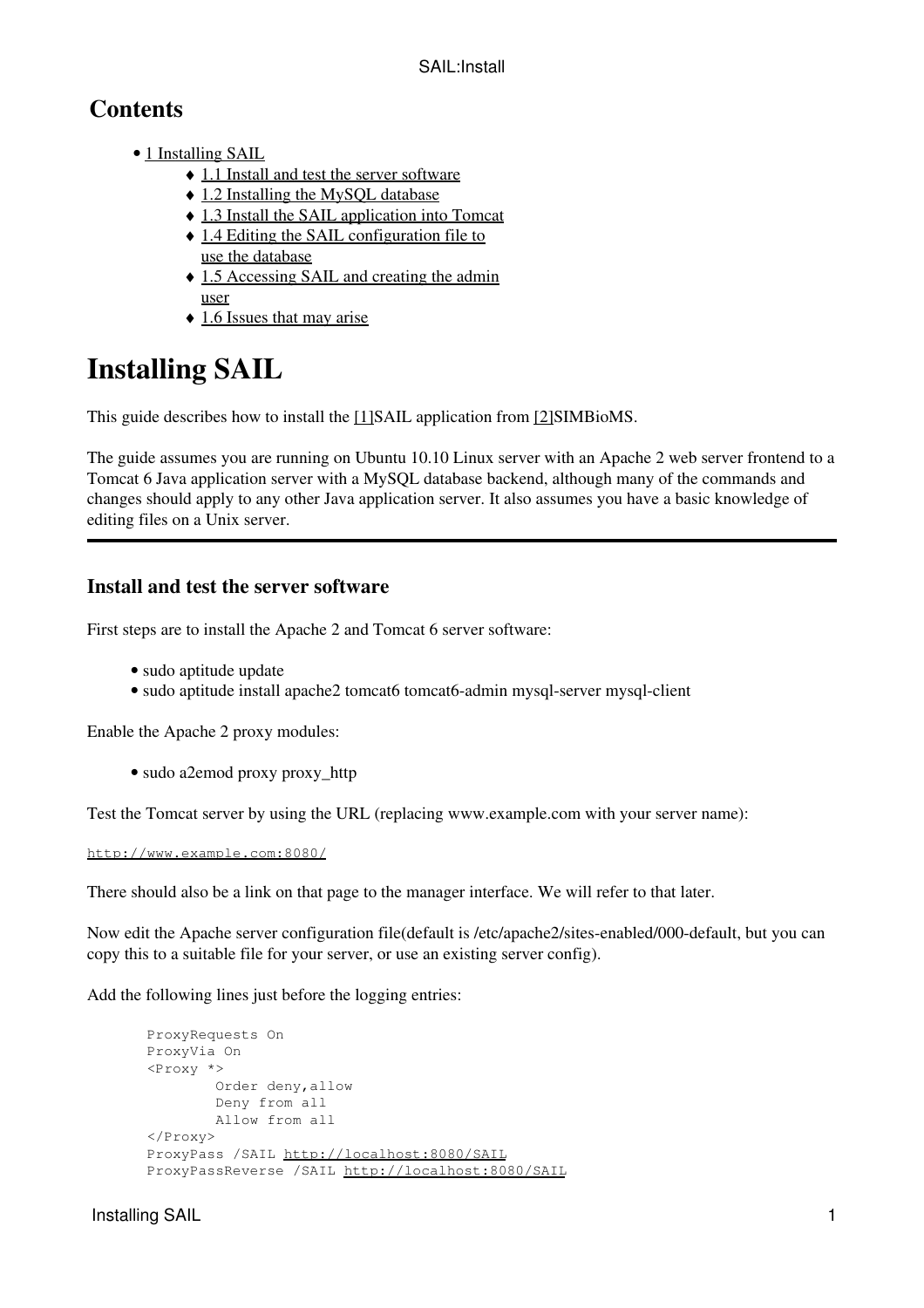## Contents

- 1 Installing SAIL
    - 1.1 Install and test the server software
    - 1.2 Installing the MySQL database
    - 1.3 Install the SAIL application into Tomcat
    - 1.4 Editing the SAIL configuration file to use the database
    - 1.5 Accessing SAIL and creating the admin user
    - 1.6 Issues that may arise

# Installing SAIL

This guide describes how to install the [1]SAIL application from [2]SIMBioMS.

The guide assumes you are running on Ubuntu 10.10 Linux server with an Apache 2 web server frontend to a Tomcat 6 Java application server with a MySQL database backend, although many of the commands and changes should apply to any other Java application server. It also assumes you have a basic knowledge of editing files on a Unix server.

---

### Install and test the server software

First steps are to install the Apache 2 and Tomcat 6 server software:

- sudo aptitude update
- sudo aptitude install apache2 tomcat6 tomcat6-admin mysql-server mysql-client

Enable the Apache 2 proxy modules:

- sudo a2emod proxy proxy_http

Test the Tomcat server by using the URL (replacing www.example.com with your server name):

```
http://www.example.com:8080/
```

There should also be a link on that page to the manager interface. We will refer to that later.

Now edit the Apache server configuration file(default is /etc/apache2/sites-enabled/000-default, but you can copy this to a suitable file for your server, or use an existing server config).

Add the following lines just before the logging entries:

```
ProxyRequests On
ProxyVia On
<Proxy *>
        Order deny,allow
        Deny from all
        Allow from all
</Proxy>
ProxyPass /SAIL http://localhost:8080/SAIL
ProxyPassReverse /SAIL http://localhost:8080/SAIL
```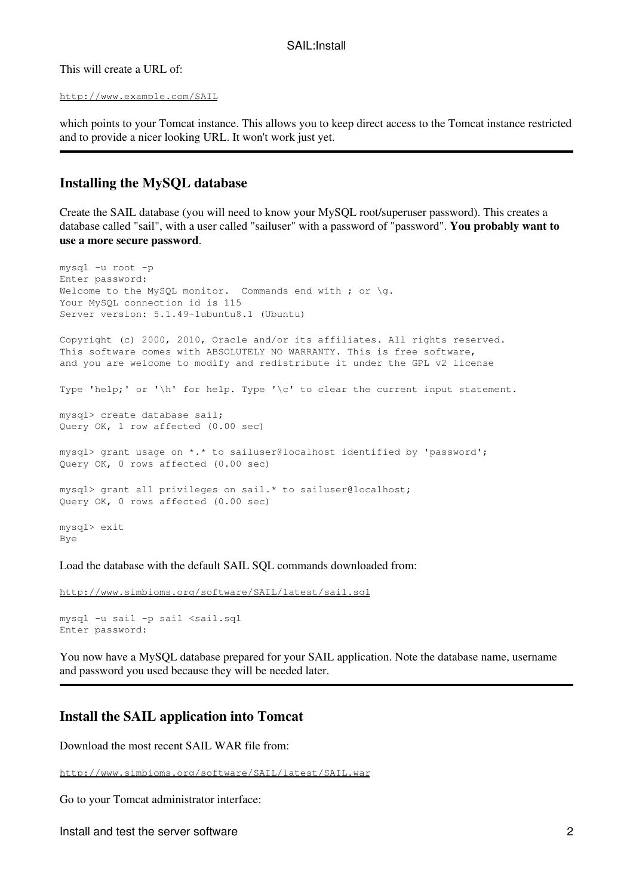This will create a URL of:

```
http://www.example.com/SAIL
```

which points to your Tomcat instance. This allows you to keep direct access to the Tomcat instance restricted and to provide a nicer looking URL. It won't work just yet.

---

## Installing the MySQL database

Create the SAIL database (you will need to know your MySQL root/superuser password). This creates a database called "sail", with a user called "sailuser" with a password of "password". **You probably want to use a more secure password**.

```
mysql -u root -p
Enter password:
Welcome to the MySQL monitor.  Commands end with ; or \g.
Your MySQL connection id is 115
Server version: 5.1.49-1ubuntu8.1 (Ubuntu)

Copyright (c) 2000, 2010, Oracle and/or its affiliates. All rights reserved.
This software comes with ABSOLUTELY NO WARRANTY. This is free software,
and you are welcome to modify and redistribute it under the GPL v2 license

Type 'help;' or '\h' for help. Type '\c' to clear the current input statement.

mysql> create database sail;
Query OK, 1 row affected (0.00 sec)

mysql> grant usage on *.* to sailuser@localhost identified by 'password';
Query OK, 0 rows affected (0.00 sec)

mysql> grant all privileges on sail.* to sailuser@localhost;
Query OK, 0 rows affected (0.00 sec)

mysql> exit
Bye
```

Load the database with the default SAIL SQL commands downloaded from:

```
http://www.simbioms.org/software/SAIL/latest/sail.sql
```

```
mysql -u sail -p sail <sail.sql
Enter password:
```

You now have a MySQL database prepared for your SAIL application. Note the database name, username and password you used because they will be needed later.

---

## Install the SAIL application into Tomcat

Download the most recent SAIL WAR file from:

```
http://www.simbioms.org/software/SAIL/latest/SAIL.war
```

Go to your Tomcat administrator interface: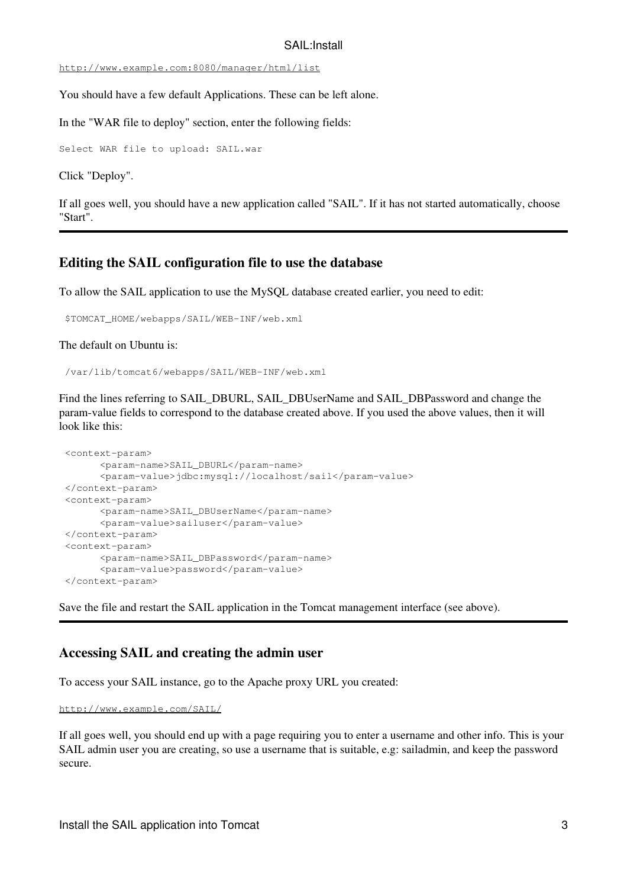http://www.example.com:8080/manager/html/list

You should have a few default Applications. These can be left alone.

In the "WAR file to deploy" section, enter the following fields:

```
Select WAR file to upload: SAIL.war
```

Click "Deploy".

If all goes well, you should have a new application called "SAIL". If it has not started automatically, choose "Start".

---

### Editing the SAIL configuration file to use the database

To allow the SAIL application to use the MySQL database created earlier, you need to edit:

```
$TOMCAT_HOME/webapps/SAIL/WEB-INF/web.xml
```

The default on Ubuntu is:

```
/var/lib/tomcat6/webapps/SAIL/WEB-INF/web.xml
```

Find the lines referring to SAIL_DBURL, SAIL_DBUserName and SAIL_DBPassword and change the param-value fields to correspond to the database created above. If you used the above values, then it will look like this:

```
<context-param>
      <param-name>SAIL_DBURL</param-name>
      <param-value>jdbc:mysql://localhost/sail</param-value>
</context-param>
<context-param>
      <param-name>SAIL_DBUserName</param-name>
      <param-value>sailuser</param-value>
</context-param>
<context-param>
      <param-name>SAIL_DBPassword</param-name>
      <param-value>password</param-value>
</context-param>
```

Save the file and restart the SAIL application in the Tomcat management interface (see above).

---

### Accessing SAIL and creating the admin user

To access your SAIL instance, go to the Apache proxy URL you created:

http://www.example.com/SAIL/

If all goes well, you should end up with a page requiring you to enter a username and other info. This is your SAIL admin user you are creating, so use a username that is suitable, e.g: sailadmin, and keep the password secure.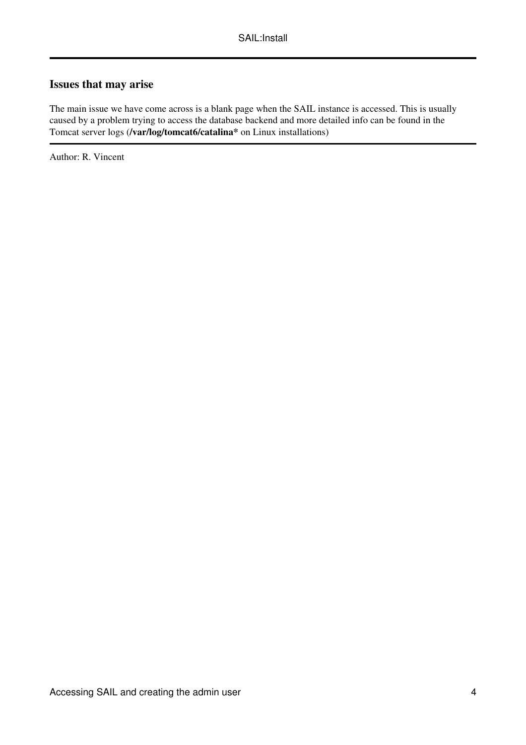### Issues that may arise

The main issue we have come across is a blank page when the SAIL instance is accessed. This is usually caused by a problem trying to access the database backend and more detailed info can be found in the Tomcat server logs (**/var/log/tomcat6/catalina*** on Linux installations)

---

Author: R. Vincent